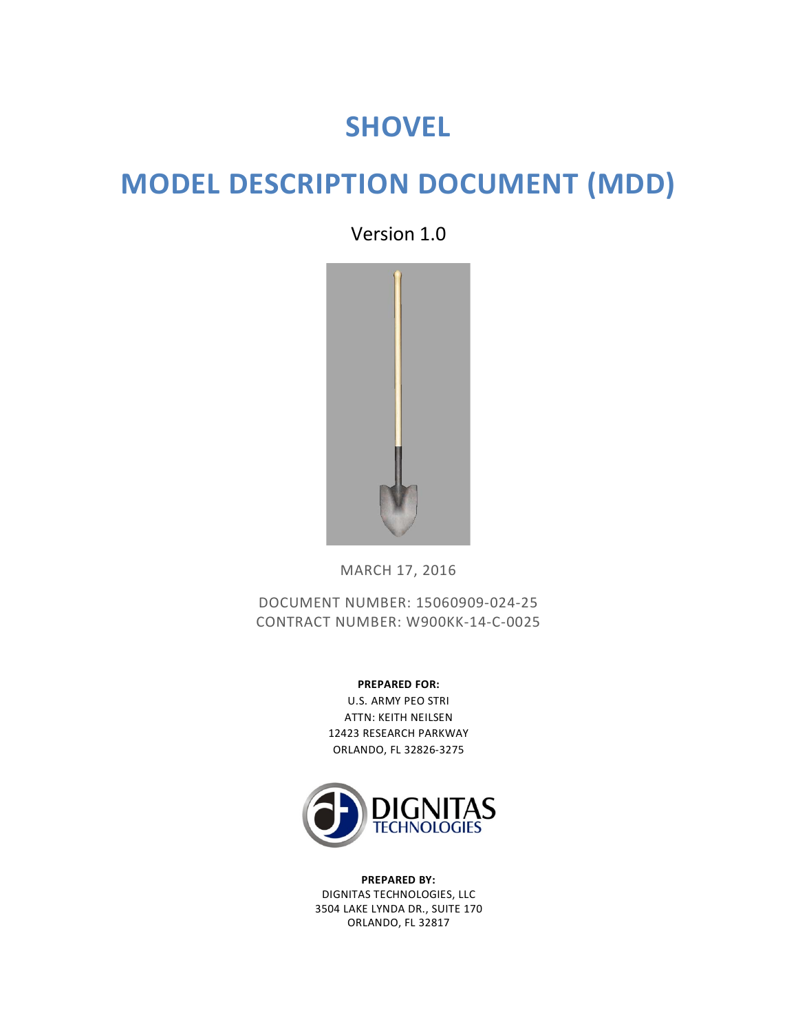# SHOVEL

# MODEL DESCRIPTION DOCUMENT (MDD)

Version 1.0

MARCH 17, 2016

DOCUMENT NUMBER: 15060909-024-25
CONTRACT NUMBER: W900KK-14-C-0025

**PREPARED FOR:**
U.S. ARMY PEO STRI
ATTN: KEITH NEILSEN
12423 RESEARCH PARKWAY
ORLANDO, FL 32826-3275

DIGNITAS TECHNOLOGIES

**PREPARED BY:**
DIGNITAS TECHNOLOGIES, LLC
3504 LAKE LYNDA DR., SUITE 170
ORLANDO, FL 32817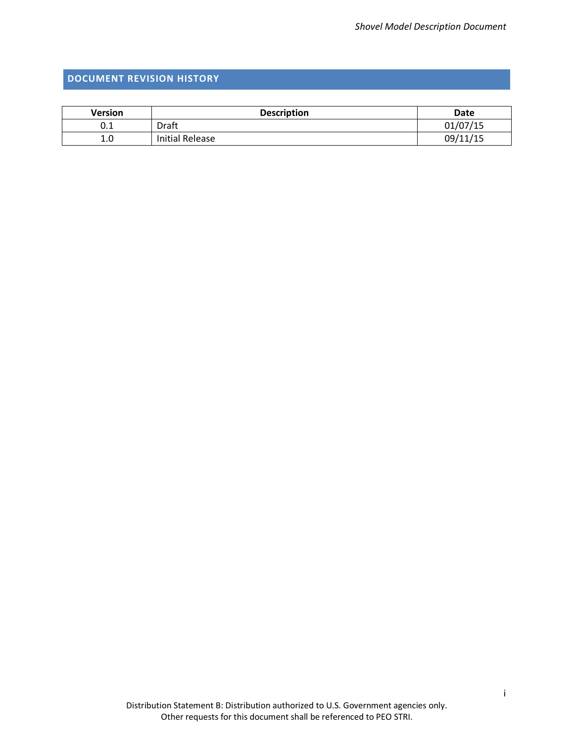## DOCUMENT REVISION HISTORY

| Version | Description | Date |
|---|---|---|
| 0.1 | Draft | 01/07/15 |
| 1.0 | Initial Release | 09/11/15 |

Distribution Statement B: Distribution authorized to U.S. Government agencies only.
Other requests for this document shall be referenced to PEO STRI.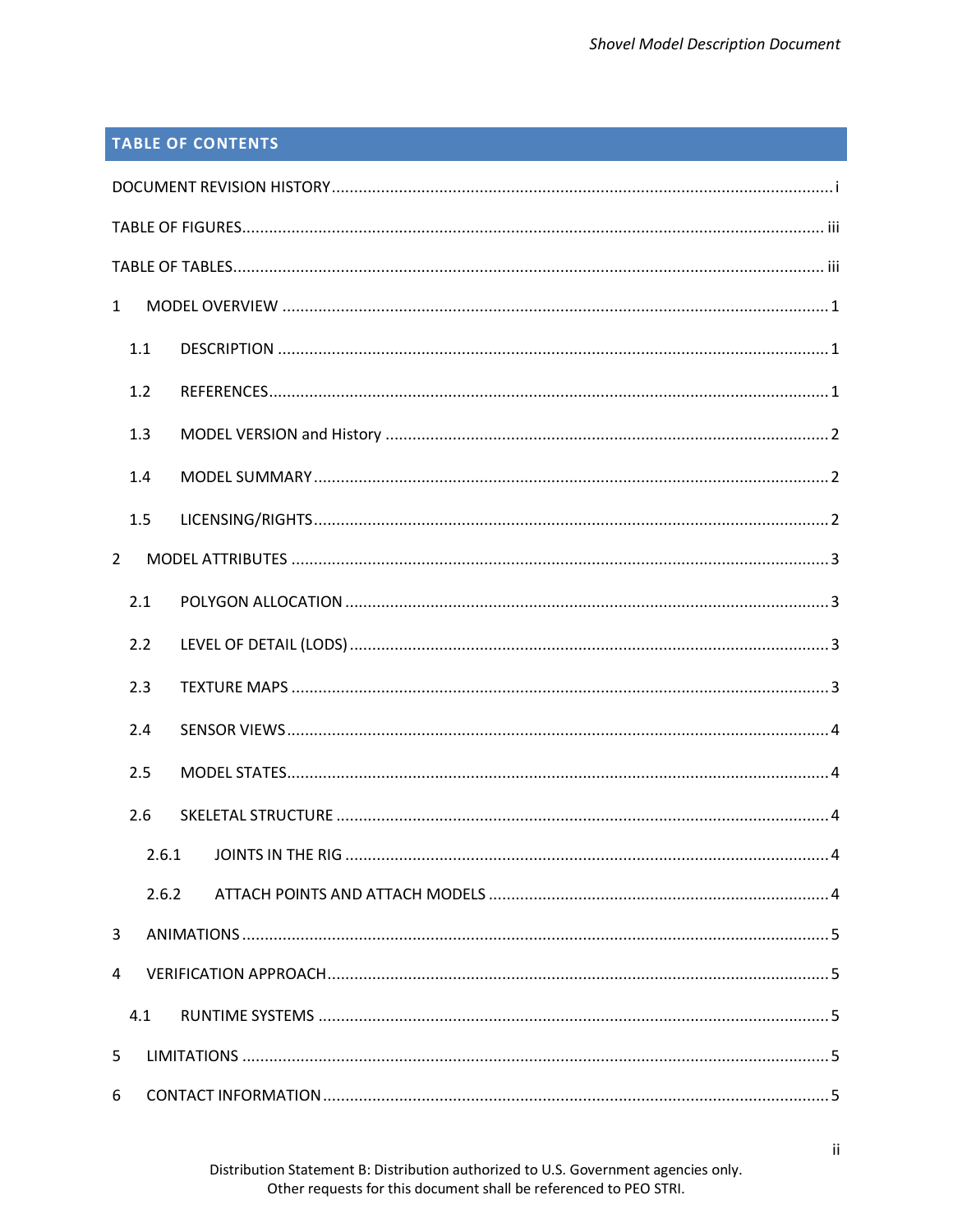## TABLE OF CONTENTS

DOCUMENT REVISION HISTORY ..... i

TABLE OF FIGURES ..... iii

TABLE OF TABLES ..... iii

1 MODEL OVERVIEW ..... 1

- 1.1 DESCRIPTION ..... 1
- 1.2 REFERENCES ..... 1
- 1.3 MODEL VERSION and History ..... 2
- 1.4 MODEL SUMMARY ..... 2
- 1.5 LICENSING/RIGHTS ..... 2

2 MODEL ATTRIBUTES ..... 3

- 2.1 POLYGON ALLOCATION ..... 3
- 2.2 LEVEL OF DETAIL (LODS) ..... 3
- 2.3 TEXTURE MAPS ..... 3
- 2.4 SENSOR VIEWS ..... 4
- 2.5 MODEL STATES ..... 4
- 2.6 SKELETAL STRUCTURE ..... 4
  - 2.6.1 JOINTS IN THE RIG ..... 4
  - 2.6.2 ATTACH POINTS AND ATTACH MODELS ..... 4

3 ANIMATIONS ..... 5

4 VERIFICATION APPROACH ..... 5

- 4.1 RUNTIME SYSTEMS ..... 5

5 LIMITATIONS ..... 5

6 CONTACT INFORMATION ..... 5

Distribution Statement B: Distribution authorized to U.S. Government agencies only.
Other requests for this document shall be referenced to PEO STRI.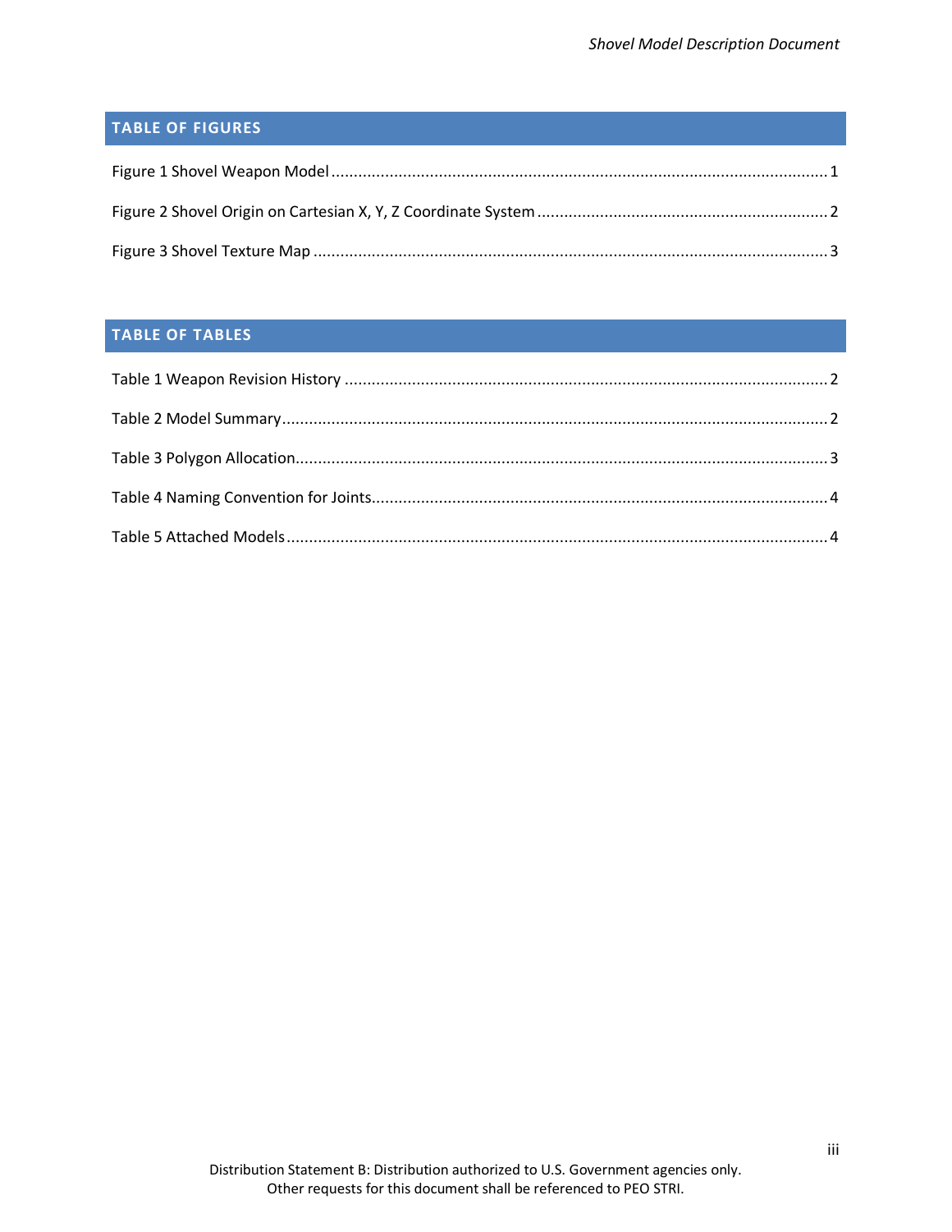## TABLE OF FIGURES

Figure 1 Shovel Weapon Model ........................................................................................................ 1

Figure 2 Shovel Origin on Cartesian X, Y, Z Coordinate System ............................................................ 2

Figure 3 Shovel Texture Map .......................................................................................................... 3

## TABLE OF TABLES

Table 1 Weapon Revision History ..................................................................................................... 2

Table 2 Model Summary .................................................................................................................. 2

Table 3 Polygon Allocation ............................................................................................................... 3

Table 4 Naming Convention for Joints ............................................................................................... 4

Table 5 Attached Models .................................................................................................................. 4

Distribution Statement B: Distribution authorized to U.S. Government agencies only.
Other requests for this document shall be referenced to PEO STRI.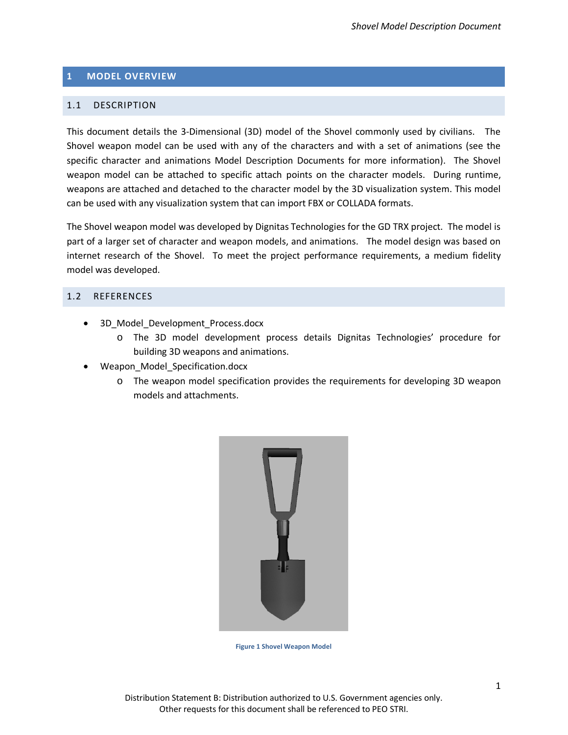# 1 MODEL OVERVIEW

## 1.1 DESCRIPTION

This document details the 3-Dimensional (3D) model of the Shovel commonly used by civilians. The Shovel weapon model can be used with any of the characters and with a set of animations (see the specific character and animations Model Description Documents for more information). The Shovel weapon model can be attached to specific attach points on the character models. During runtime, weapons are attached and detached to the character model by the 3D visualization system. This model can be used with any visualization system that can import FBX or COLLADA formats.

The Shovel weapon model was developed by Dignitas Technologies for the GD TRX project. The model is part of a larger set of character and weapon models, and animations. The model design was based on internet research of the Shovel. To meet the project performance requirements, a medium fidelity model was developed.

## 1.2 REFERENCES

- 3D_Model_Development_Process.docx
  - The 3D model development process details Dignitas Technologies' procedure for building 3D weapons and animations.
- Weapon_Model_Specification.docx
  - The weapon model specification provides the requirements for developing 3D weapon models and attachments.

**Figure 1 Shovel Weapon Model**

Distribution Statement B: Distribution authorized to U.S. Government agencies only.
Other requests for this document shall be referenced to PEO STRI.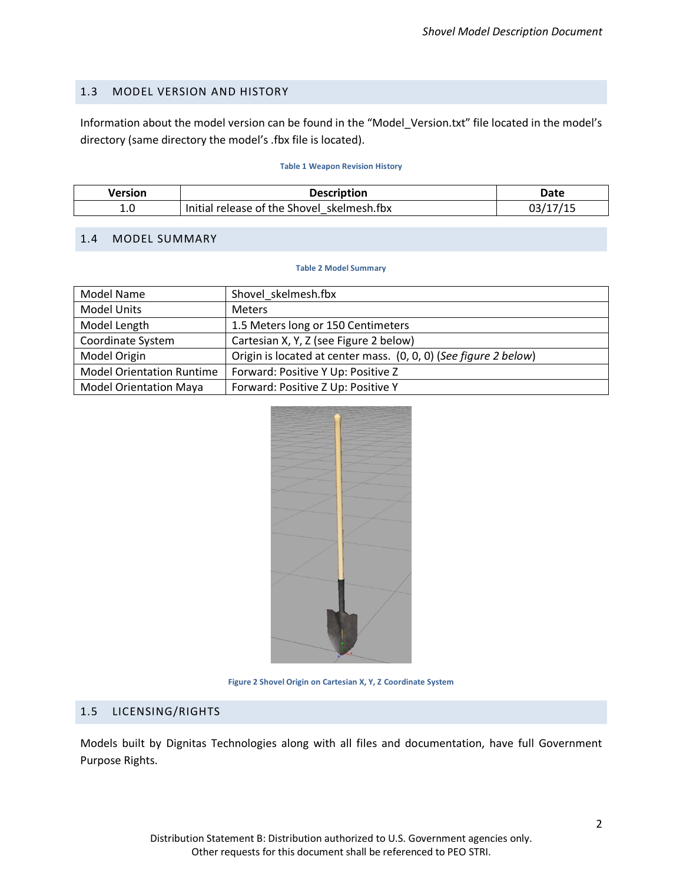## 1.3 MODEL VERSION AND HISTORY

Information about the model version can be found in the "Model_Version.txt" file located in the model's directory (same directory the model's .fbx file is located).

**Table 1 Weapon Revision History**

| Version | Description | Date |
|---|---|---|
| 1.0 | Initial release of the Shovel_skelmesh.fbx | 03/17/15 |

## 1.4 MODEL SUMMARY

**Table 2 Model Summary**

| | |
|---|---|
| Model Name | Shovel_skelmesh.fbx |
| Model Units | Meters |
| Model Length | 1.5 Meters long or 150 Centimeters |
| Coordinate System | Cartesian X, Y, Z (see Figure 2 below) |
| Model Origin | Origin is located at center mass. (0, 0, 0) (*See figure 2 below*) |
| Model Orientation Runtime | Forward: Positive Y Up: Positive Z |
| Model Orientation Maya | Forward: Positive Z Up: Positive Y |

**Figure 2 Shovel Origin on Cartesian X, Y, Z Coordinate System**

## 1.5 LICENSING/RIGHTS

Models built by Dignitas Technologies along with all files and documentation, have full Government Purpose Rights.

Distribution Statement B: Distribution authorized to U.S. Government agencies only.
Other requests for this document shall be referenced to PEO STRI.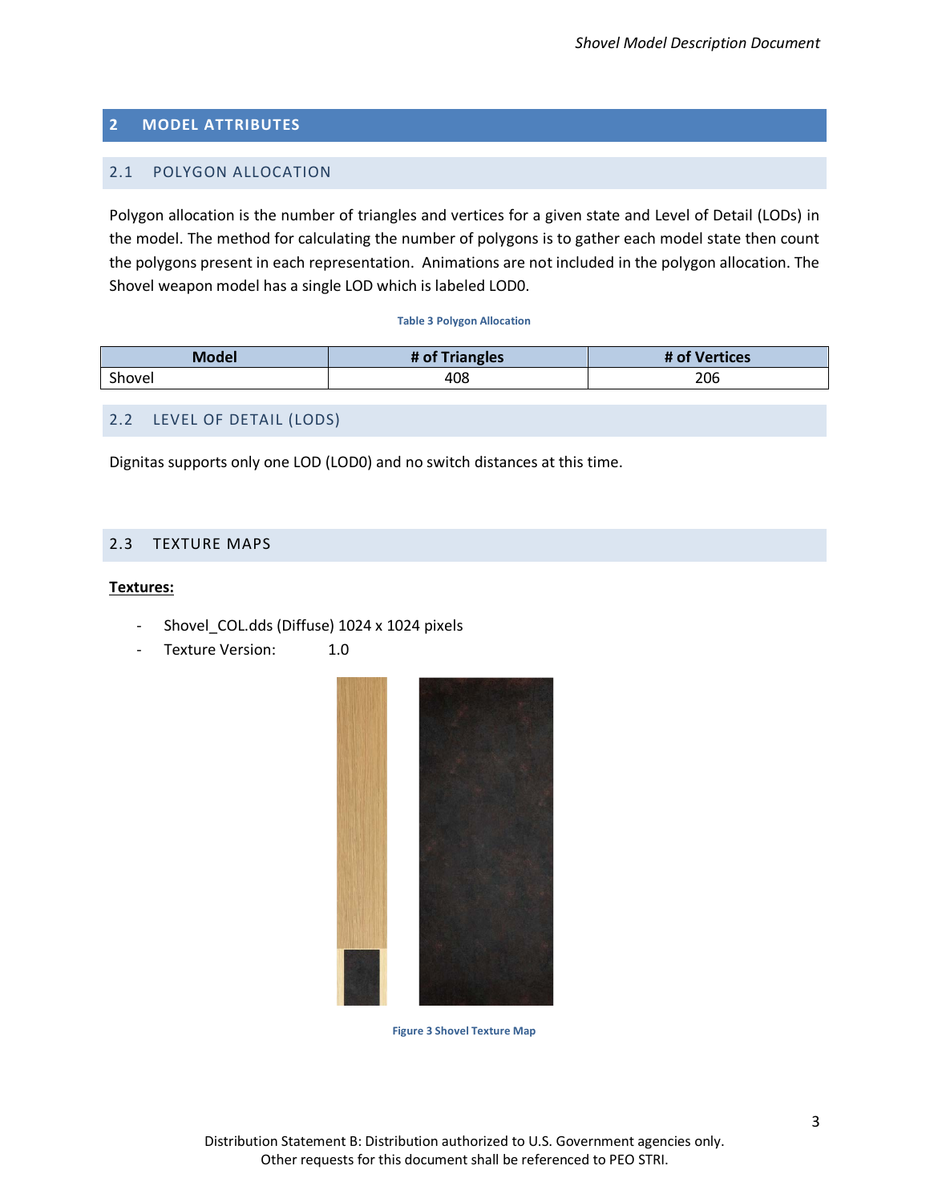## 2 MODEL ATTRIBUTES

### 2.1 POLYGON ALLOCATION

Polygon allocation is the number of triangles and vertices for a given state and Level of Detail (LODs) in the model. The method for calculating the number of polygons is to gather each model state then count the polygons present in each representation. Animations are not included in the polygon allocation. The Shovel weapon model has a single LOD which is labeled LOD0.

Table 3 Polygon Allocation

| Model | # of Triangles | # of Vertices |
|---|---|---|
| Shovel | 408 | 206 |

### 2.2 LEVEL OF DETAIL (LODS)

Dignitas supports only one LOD (LOD0) and no switch distances at this time.

### 2.3 TEXTURE MAPS

**Textures:**

- Shovel_COL.dds (Diffuse) 1024 x 1024 pixels
- Texture Version: 1.0

Figure 3 Shovel Texture Map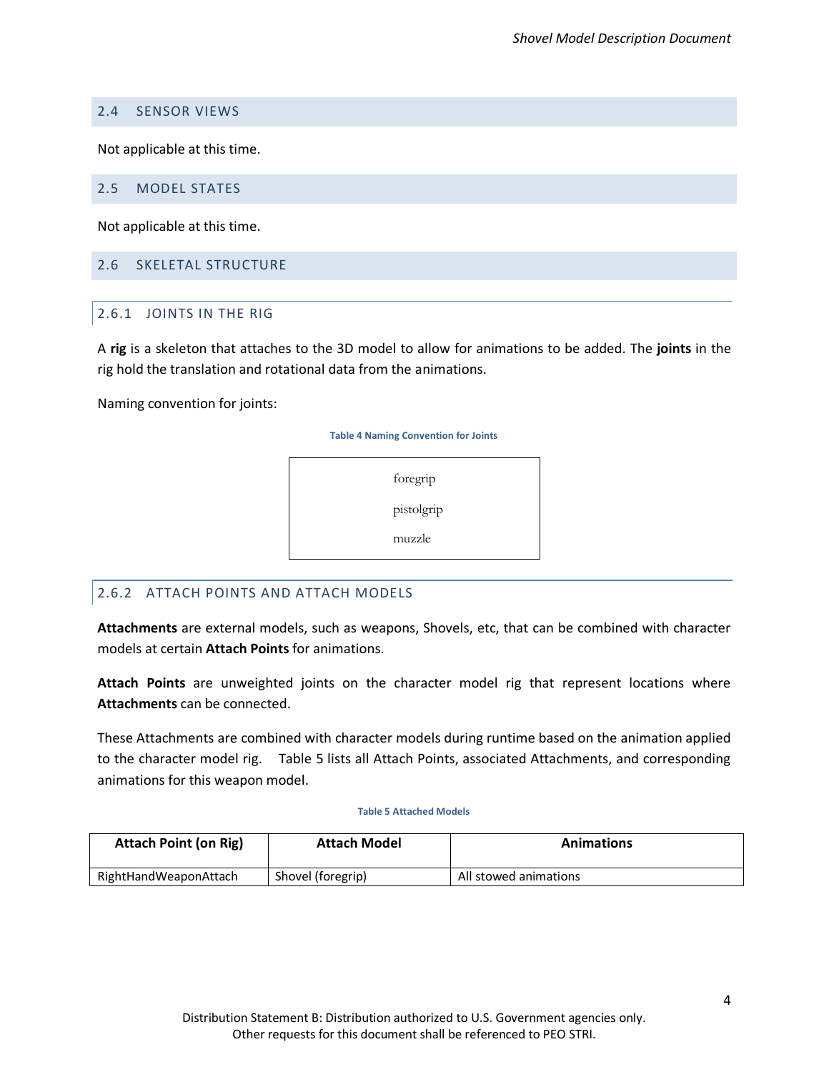## 2.4 SENSOR VIEWS

Not applicable at this time.

## 2.5 MODEL STATES

Not applicable at this time.

## 2.6 SKELETAL STRUCTURE

### 2.6.1 JOINTS IN THE RIG

A **rig** is a skeleton that attaches to the 3D model to allow for animations to be added. The **joints** in the rig hold the translation and rotational data from the animations.

Naming convention for joints:

**Table 4 Naming Convention for Joints**

| |
|---|
| foregrip |
| pistolgrip |
| muzzle |

### 2.6.2 ATTACH POINTS AND ATTACH MODELS

**Attachments** are external models, such as weapons, Shovels, etc, that can be combined with character models at certain **Attach Points** for animations.

**Attach Points** are unweighted joints on the character model rig that represent locations where **Attachments** can be connected.

These Attachments are combined with character models during runtime based on the animation applied to the character model rig. Table 5 lists all Attach Points, associated Attachments, and corresponding animations for this weapon model.

**Table 5 Attached Models**

| Attach Point (on Rig) | Attach Model | Animations |
|---|---|---|
| RightHandWeaponAttach | Shovel (foregrip) | All stowed animations |

Distribution Statement B: Distribution authorized to U.S. Government agencies only. Other requests for this document shall be referenced to PEO STRI.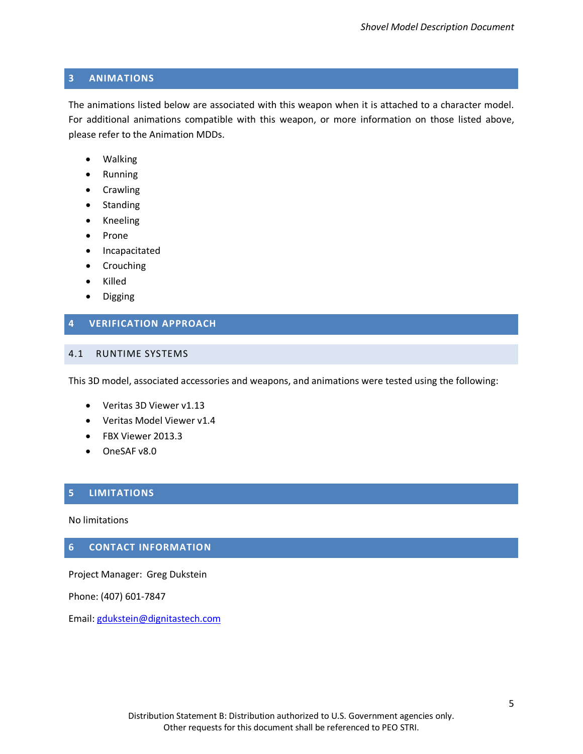## 3 ANIMATIONS

The animations listed below are associated with this weapon when it is attached to a character model. For additional animations compatible with this weapon, or more information on those listed above, please refer to the Animation MDDs.

- Walking
- Running
- Crawling
- Standing
- Kneeling
- Prone
- Incapacitated
- Crouching
- Killed
- Digging

## 4 VERIFICATION APPROACH

### 4.1 RUNTIME SYSTEMS

This 3D model, associated accessories and weapons, and animations were tested using the following:

- Veritas 3D Viewer v1.13
- Veritas Model Viewer v1.4
- FBX Viewer 2013.3
- OneSAF v8.0

## 5 LIMITATIONS

No limitations

## 6 CONTACT INFORMATION

Project Manager: Greg Dukstein

Phone: (407) 601-7847

Email: gdukstein@dignitastech.com

Distribution Statement B: Distribution authorized to U.S. Government agencies only.
Other requests for this document shall be referenced to PEO STRI.